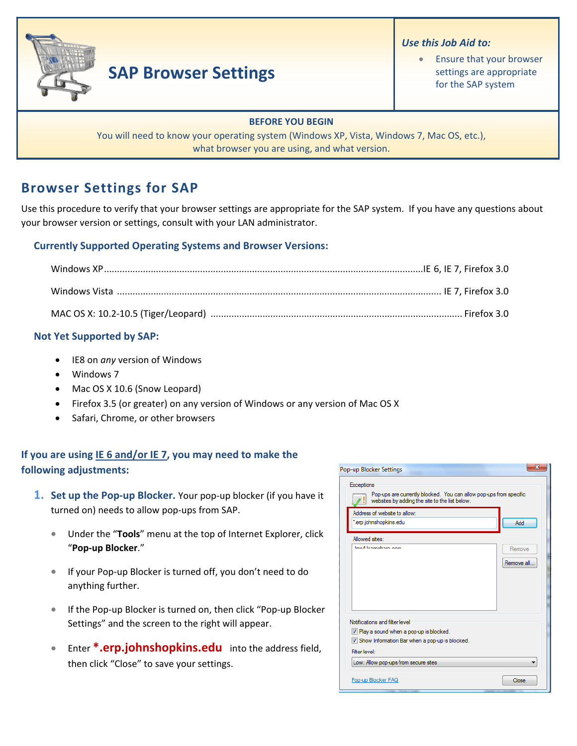# SAP Browser Settings

***Use this Job Aid to:***

- Ensure that your browser settings are appropriate for the SAP system

**BEFORE YOU BEGIN**

You will need to know your operating system (Windows XP, Vista, Windows 7, Mac OS, etc.), what browser you are using, and what version.

## Browser Settings for SAP

Use this procedure to verify that your browser settings are appropriate for the SAP system. If you have any questions about your browser version or settings, consult with your LAN administrator.

### Currently Supported Operating Systems and Browser Versions:

Windows XP.......................................................................................................................IE 6, IE 7, Firefox 3.0

Windows Vista ....................................................................................................................... IE 7, Firefox 3.0

MAC OS X: 10.2-10.5 (Tiger/Leopard) ............................................................................................. Firefox 3.0

### Not Yet Supported by SAP:

- IE8 on *any* version of Windows
- Windows 7
- Mac OS X 10.6 (Snow Leopard)
- Firefox 3.5 (or greater) on any version of Windows or any version of Mac OS X
- Safari, Chrome, or other browsers

### If you are using IE 6 and/or IE 7, you may need to make the following adjustments:

1. **Set up the Pop-up Blocker.** Your pop-up blocker (if you have it turned on) needs to allow pop-ups from SAP.

   - Under the "**Tools**" menu at the top of Internet Explorer, click "**Pop-up Blocker**."
   - If your Pop-up Blocker is turned off, you don't need to do anything further.
   - If the Pop-up Blocker is turned on, then click "Pop-up Blocker Settings" and the screen to the right will appear.
   - Enter ***.erp.johnshopkins.edu** into the address field, then click "Close" to save your settings.

Pop-up Blocker Settings

Exceptions

Pop-ups are currently blocked. You can allow pop-ups from specific websites by adding the site to the list below.

Address of website to allow:

*.erp.johnshopkins.edu

Add

Allowed sites:

Remove

Remove all...

Notifications and filter level

Play a sound when a pop-up is blocked.

Show Information Bar when a pop-up is blocked.

Filter level:

Low: Allow pop-ups from secure sites

Pop-up Blocker FAQ

Close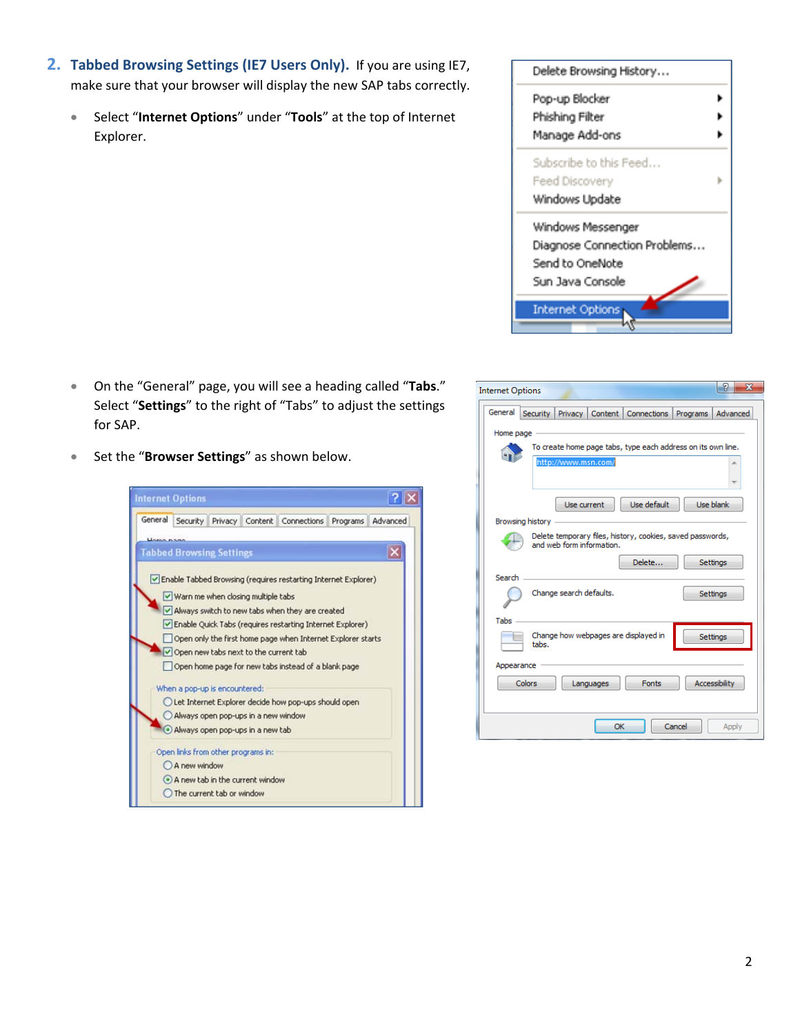2. **Tabbed Browsing Settings (IE7 Users Only).** If you are using IE7, make sure that your browser will display the new SAP tabs correctly.

- Select "**Internet Options**" under "**Tools**" at the top of Internet Explorer.

- On the "General" page, you will see a heading called "**Tabs**." Select "**Settings**" to the right of "Tabs" to adjust the settings for SAP.

- Set the "**Browser Settings**" as shown below.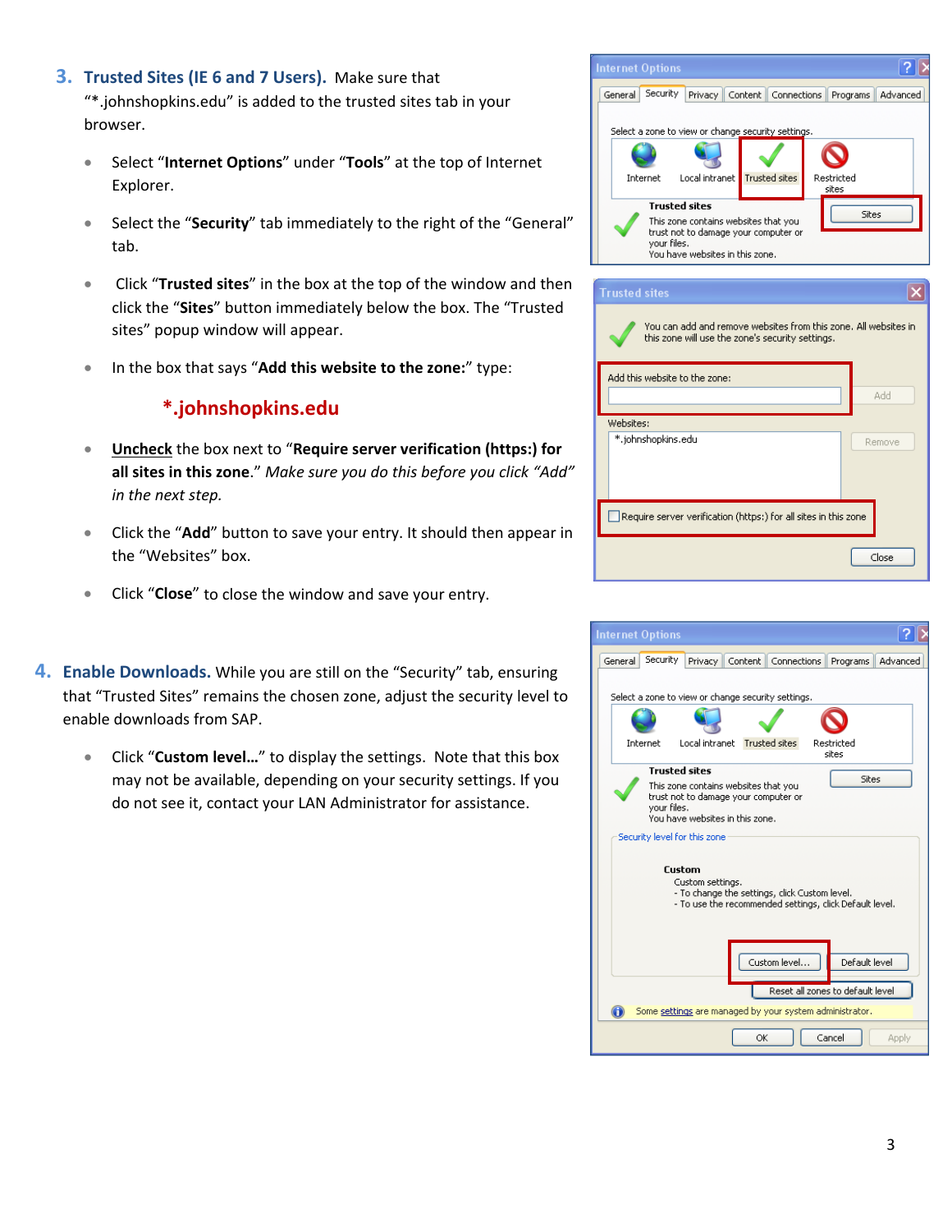3. **Trusted Sites (IE 6 and 7 Users).** Make sure that "*.johnshopkins.edu" is added to the trusted sites tab in your browser.

- Select "**Internet Options**" under "**Tools**" at the top of Internet Explorer.
- Select the "**Security**" tab immediately to the right of the "General" tab.
- Click "**Trusted sites**" in the box at the top of the window and then click the "**Sites**" button immediately below the box. The "Trusted sites" popup window will appear.
- In the box that says "**Add this website to the zone:**" type:

  ***.johnshopkins.edu**

- Uncheck the box next to "**Require server verification (https:) for all sites in this zone**." *Make sure you do this before you click "Add" in the next step.*
- Click the "**Add**" button to save your entry. It should then appear in the "Websites" box.
- Click "**Close**" to close the window and save your entry.

4. **Enable Downloads.** While you are still on the "Security" tab, ensuring that "Trusted Sites" remains the chosen zone, adjust the security level to enable downloads from SAP.

- Click "**Custom level…**" to display the settings. Note that this box may not be available, depending on your security settings. If you do not see it, contact your LAN Administrator for assistance.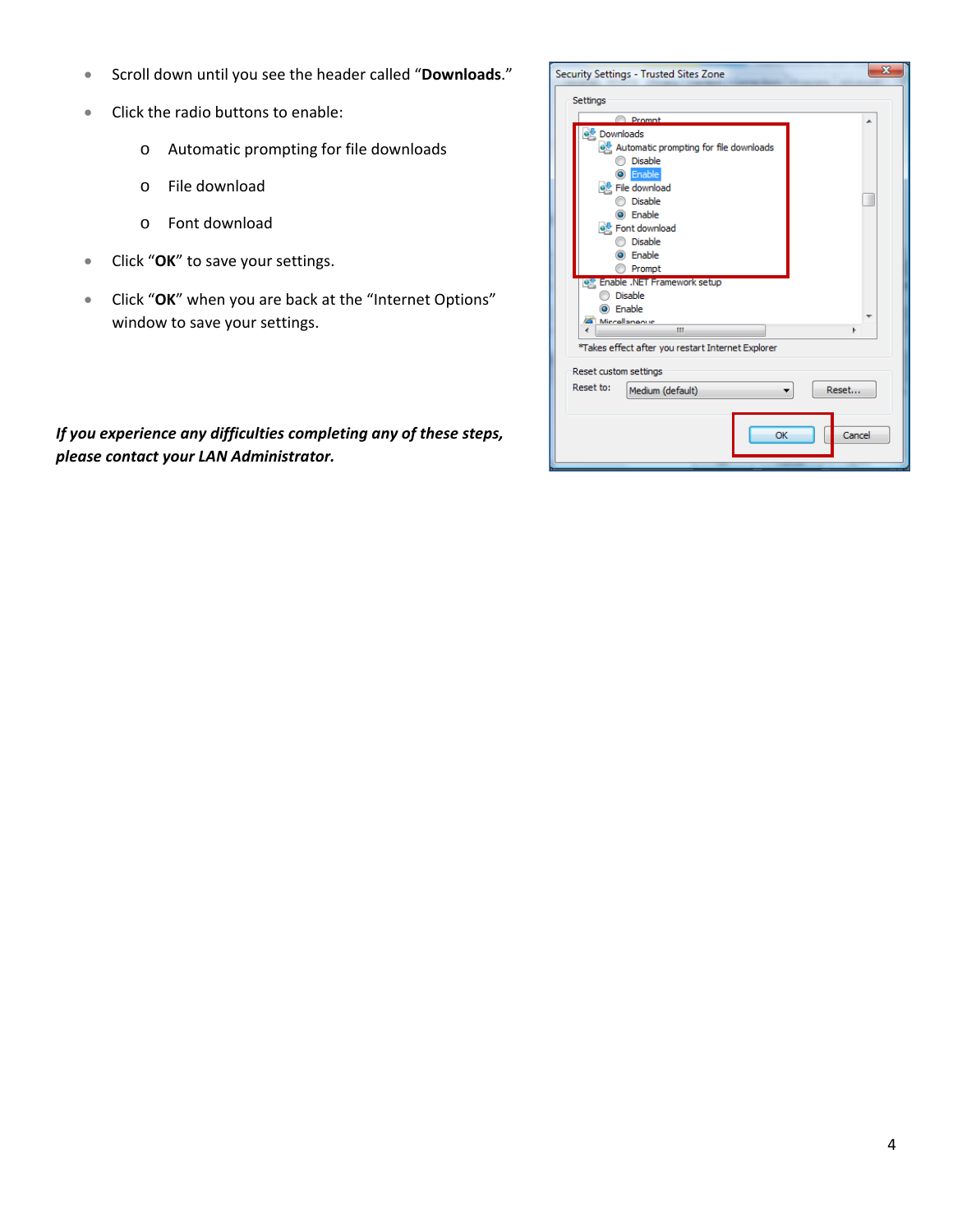- Scroll down until you see the header called "**Downloads**."
- Click the radio buttons to enable:
  - Automatic prompting for file downloads
  - File download
  - Font download
- Click "**OK**" to save your settings.
- Click "**OK**" when you are back at the "Internet Options" window to save your settings.

***If you experience any difficulties completing any of these steps, please contact your LAN Administrator.***